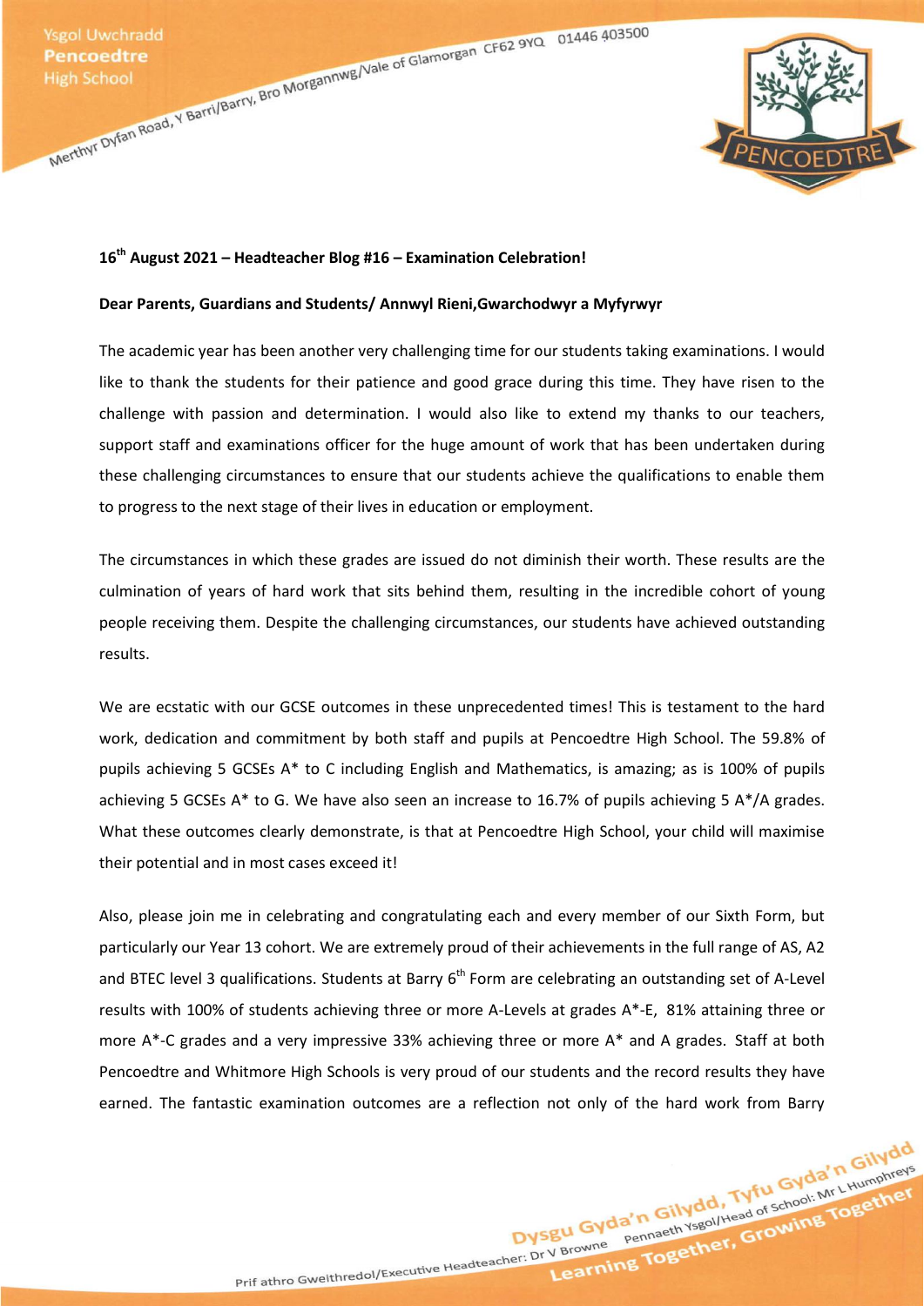**16th August 2021 – Headteacher Blog #16 – Examination Celebration!**

**Dear Parents, Guardians and Students/ Annwyl Rieni,Gwarchodwyr a Myfyrwyr**

The academic year has been another very challenging time for our students taking examinations. I would like to thank the students for their patience and good grace during this time. They have risen to the challenge with passion and determination. I would also like to extend my thanks to our teachers, support staff and examinations officer for the huge amount of work that has been undertaken during these challenging circumstances to ensure that our students achieve the qualifications to enable them to progress to the next stage of their lives in education or employment.

The circumstances in which these grades are issued do not diminish their worth. These results are the culmination of years of hard work that sits behind them, resulting in the incredible cohort of young people receiving them. Despite the challenging circumstances, our students have achieved outstanding results.

We are ecstatic with our GCSE outcomes in these unprecedented times! This is testament to the hard work, dedication and commitment by both staff and pupils at Pencoedtre High School. The 59.8% of pupils achieving 5 GCSEs A* to C including English and Mathematics, is amazing; as is 100% of pupils achieving 5 GCSEs A* to G. We have also seen an increase to 16.7% of pupils achieving 5 A*/A grades. What these outcomes clearly demonstrate, is that at Pencoedtre High School, your child will maximise their potential and in most cases exceed it!

Also, please join me in celebrating and congratulating each and every member of our Sixth Form, but particularly our Year 13 cohort. We are extremely proud of their achievements in the full range of AS, A2 and BTEC level 3 qualifications. Students at Barry 6th Form are celebrating an outstanding set of A-Level results with 100% of students achieving three or more A-Levels at grades A*-E, 81% attaining three or more A*-C grades and a very impressive 33% achieving three or more A* and A grades. Staff at both Pencoedtre and Whitmore High Schools is very proud of our students and the record results they have earned. The fantastic examination outcomes are a reflection not only of the hard work from Barry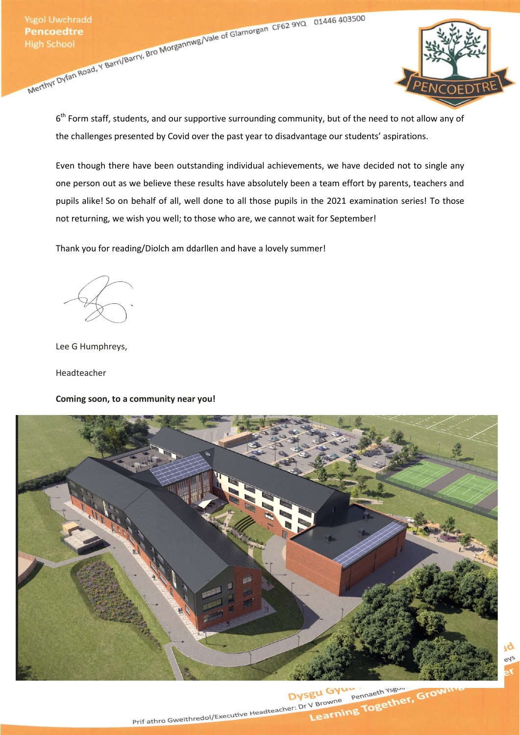6th Form staff, students, and our supportive surrounding community, but of the need to not allow any of the challenges presented by Covid over the past year to disadvantage our students' aspirations.

Even though there have been outstanding individual achievements, we have decided not to single any one person out as we believe these results have absolutely been a team effort by parents, teachers and pupils alike! So on behalf of all, well done to all those pupils in the 2021 examination series! To those not returning, we wish you well; to those who are, we cannot wait for September!

Thank you for reading/Diolch am ddarllen and have a lovely summer!

Lee G Humphreys,

Headteacher

**Coming soon, to a community near you!**